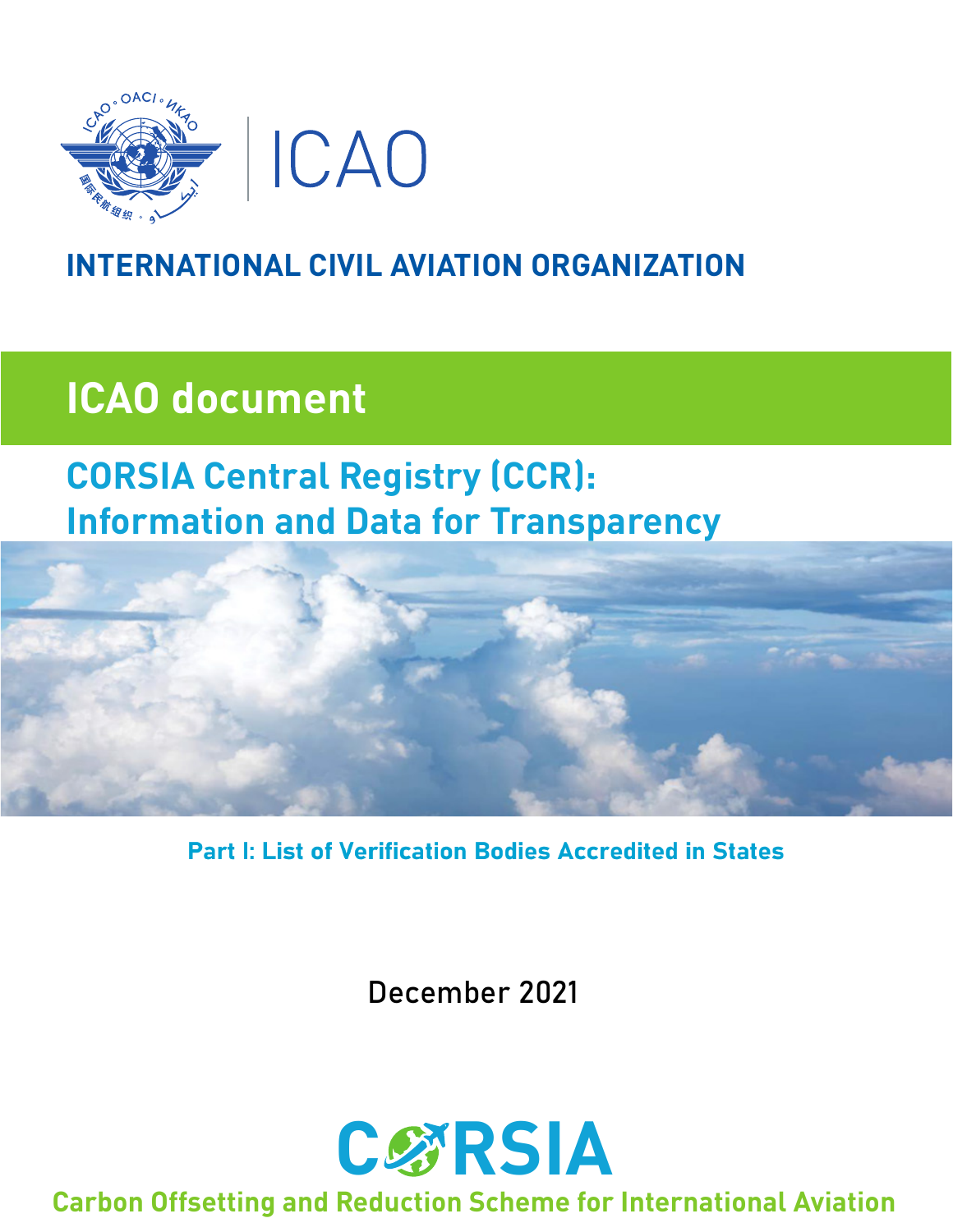ICAO

# INTERNATIONAL CIVIL AVIATION ORGANIZATION

## ICAO document

## CORSIA Central Registry (CCR): Information and Data for Transparency

### Part I: List of Verification Bodies Accredited in States

December 2021

CORSIA

Carbon Offsetting and Reduction Scheme for International Aviation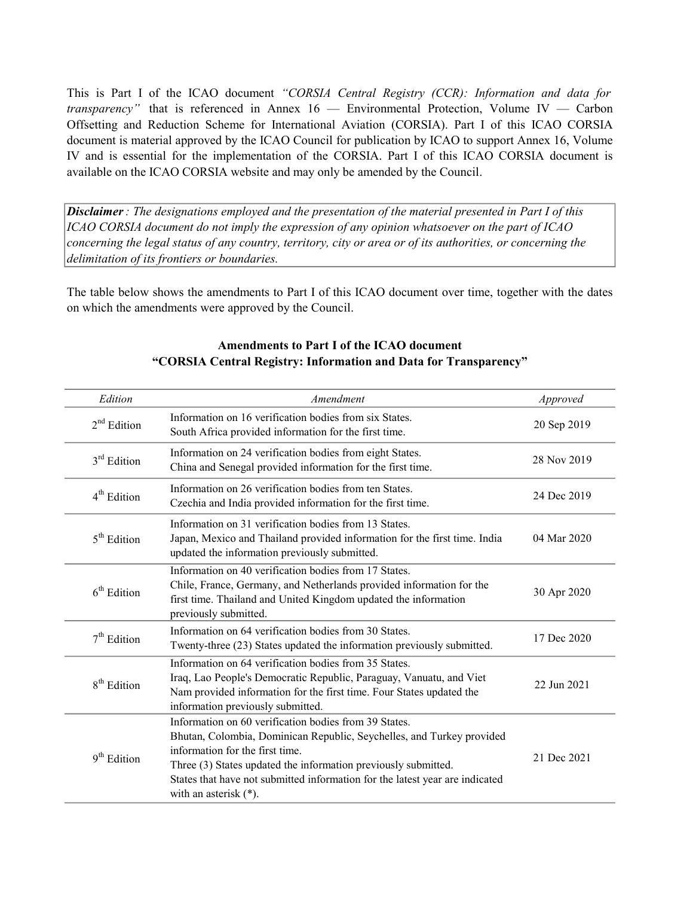This is Part I of the ICAO document *"CORSIA Central Registry (CCR): Information and data for transparency"* that is referenced in Annex 16 — Environmental Protection, Volume IV — Carbon Offsetting and Reduction Scheme for International Aviation (CORSIA). Part I of this ICAO CORSIA document is material approved by the ICAO Council for publication by ICAO to support Annex 16, Volume IV and is essential for the implementation of the CORSIA. Part I of this ICAO CORSIA document is available on the ICAO CORSIA website and may only be amended by the Council.

***Disclaimer**: The designations employed and the presentation of the material presented in Part I of this ICAO CORSIA document do not imply the expression of any opinion whatsoever on the part of ICAO concerning the legal status of any country, territory, city or area or of its authorities, or concerning the delimitation of its frontiers or boundaries.*

The table below shows the amendments to Part I of this ICAO document over time, together with the dates on which the amendments were approved by the Council.

**Amendments to Part I of the ICAO document "CORSIA Central Registry: Information and Data for Transparency"**

| *Edition* | *Amendment* | *Approved* |
|---|---|---|
| 2nd Edition | Information on 16 verification bodies from six States. South Africa provided information for the first time. | 20 Sep 2019 |
| 3rd Edition | Information on 24 verification bodies from eight States. China and Senegal provided information for the first time. | 28 Nov 2019 |
| 4th Edition | Information on 26 verification bodies from ten States. Czechia and India provided information for the first time. | 24 Dec 2019 |
| 5th Edition | Information on 31 verification bodies from 13 States. Japan, Mexico and Thailand provided information for the first time. India updated the information previously submitted. | 04 Mar 2020 |
| 6th Edition | Information on 40 verification bodies from 17 States. Chile, France, Germany, and Netherlands provided information for the first time. Thailand and United Kingdom updated the information previously submitted. | 30 Apr 2020 |
| 7th Edition | Information on 64 verification bodies from 30 States. Twenty-three (23) States updated the information previously submitted. | 17 Dec 2020 |
| 8th Edition | Information on 64 verification bodies from 35 States. Iraq, Lao People's Democratic Republic, Paraguay, Vanuatu, and Viet Nam provided information for the first time. Four States updated the information previously submitted. | 22 Jun 2021 |
| 9th Edition | Information on 60 verification bodies from 39 States. Bhutan, Colombia, Dominican Republic, Seychelles, and Turkey provided information for the first time. Three (3) States updated the information previously submitted. States that have not submitted information for the latest year are indicated with an asterisk (*). | 21 Dec 2021 |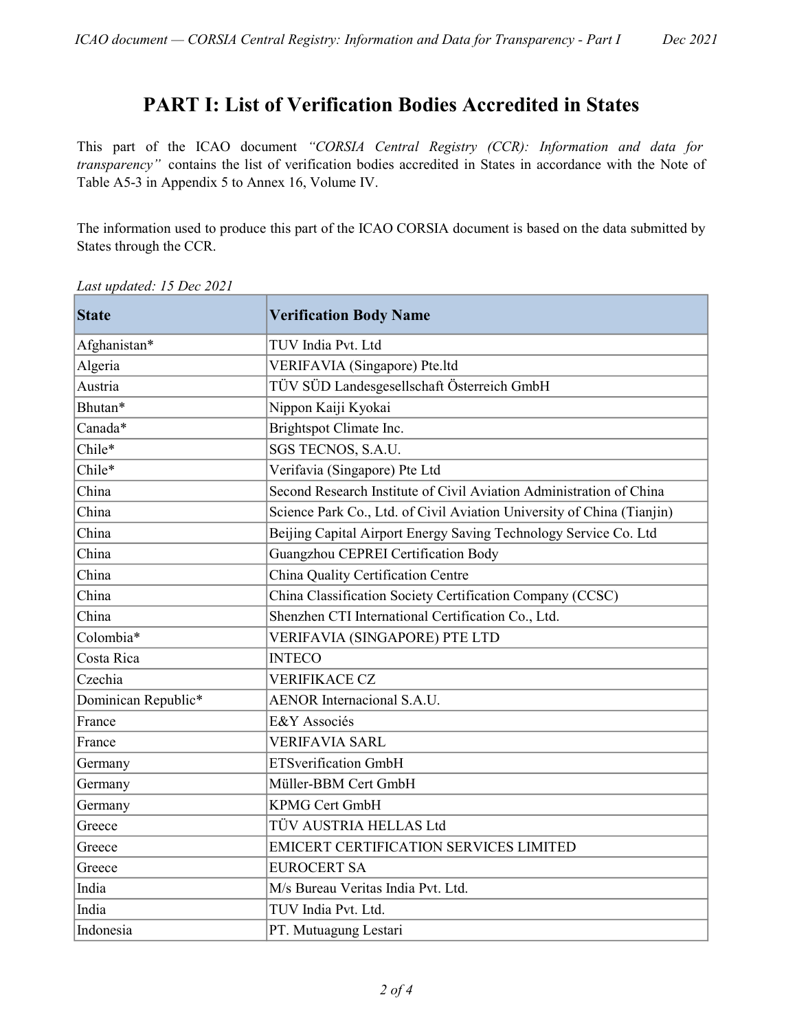# PART I: List of Verification Bodies Accredited in States

This part of the ICAO document *"CORSIA Central Registry (CCR): Information and data for transparency"* contains the list of verification bodies accredited in States in accordance with the Note of Table A5-3 in Appendix 5 to Annex 16, Volume IV.

The information used to produce this part of the ICAO CORSIA document is based on the data submitted by States through the CCR.

*Last updated: 15 Dec 2021*

| State | Verification Body Name |
|---|---|
| Afghanistan* | TUV India Pvt. Ltd |
| Algeria | VERIFAVIA (Singapore) Pte.ltd |
| Austria | TÜV SÜD Landesgesellschaft Österreich GmbH |
| Bhutan* | Nippon Kaiji Kyokai |
| Canada* | Brightspot Climate Inc. |
| Chile* | SGS TECNOS, S.A.U. |
| Chile* | Verifavia (Singapore) Pte Ltd |
| China | Second Research Institute of Civil Aviation Administration of China |
| China | Science Park Co., Ltd. of Civil Aviation University of China (Tianjin) |
| China | Beijing Capital Airport Energy Saving Technology Service Co. Ltd |
| China | Guangzhou CEPREI Certification Body |
| China | China Quality Certification Centre |
| China | China Classification Society Certification Company (CCSC) |
| China | Shenzhen CTI International Certification Co., Ltd. |
| Colombia* | VERIFAVIA (SINGAPORE) PTE LTD |
| Costa Rica | INTECO |
| Czechia | VERIFIKACE CZ |
| Dominican Republic* | AENOR Internacional S.A.U. |
| France | E&Y Associés |
| France | VERIFAVIA SARL |
| Germany | ETSverification GmbH |
| Germany | Müller-BBM Cert GmbH |
| Germany | KPMG Cert GmbH |
| Greece | TÜV AUSTRIA HELLAS Ltd |
| Greece | EMICERT CERTIFICATION SERVICES LIMITED |
| Greece | EUROCERT SA |
| India | M/s Bureau Veritas India Pvt. Ltd. |
| India | TUV India Pvt. Ltd. |
| Indonesia | PT. Mutuagung Lestari |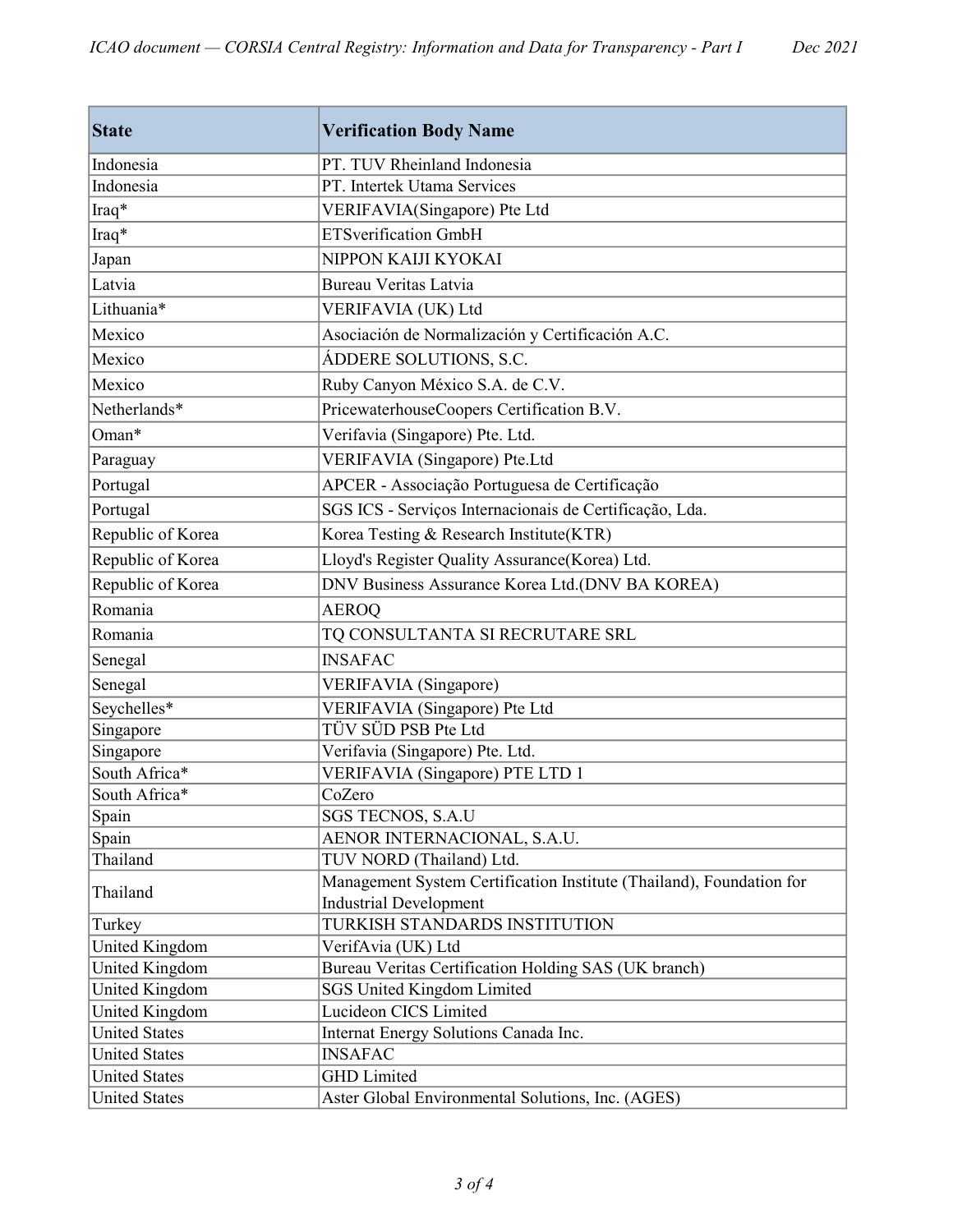| State | Verification Body Name |
| --- | --- |
| Indonesia | PT. TUV Rheinland Indonesia |
| Indonesia | PT. Intertek Utama Services |
| Iraq* | VERIFAVIA(Singapore) Pte Ltd |
| Iraq* | ETSverification GmbH |
| Japan | NIPPON KAIJI KYOKAI |
| Latvia | Bureau Veritas Latvia |
| Lithuania* | VERIFAVIA (UK) Ltd |
| Mexico | Asociación de Normalización y Certificación A.C. |
| Mexico | ÁDDERE SOLUTIONS, S.C. |
| Mexico | Ruby Canyon México S.A. de C.V. |
| Netherlands* | PricewaterhouseCoopers Certification B.V. |
| Oman* | Verifavia (Singapore) Pte. Ltd. |
| Paraguay | VERIFAVIA (Singapore) Pte.Ltd |
| Portugal | APCER - Associação Portuguesa de Certificação |
| Portugal | SGS ICS - Serviços Internacionais de Certificação, Lda. |
| Republic of Korea | Korea Testing & Research Institute(KTR) |
| Republic of Korea | Lloyd's Register Quality Assurance(Korea) Ltd. |
| Republic of Korea | DNV Business Assurance Korea Ltd.(DNV BA KOREA) |
| Romania | AEROQ |
| Romania | TQ CONSULTANTA SI RECRUTARE SRL |
| Senegal | INSAFAC |
| Senegal | VERIFAVIA (Singapore) |
| Seychelles* | VERIFAVIA (Singapore) Pte Ltd |
| Singapore | TÜV SÜD PSB Pte Ltd |
| Singapore | Verifavia (Singapore) Pte. Ltd. |
| South Africa* | VERIFAVIA (Singapore) PTE LTD 1 |
| South Africa* | CoZero |
| Spain | SGS TECNOS, S.A.U |
| Spain | AENOR INTERNACIONAL, S.A.U. |
| Thailand | TUV NORD (Thailand) Ltd. |
| Thailand | Management System Certification Institute (Thailand), Foundation for Industrial Development |
| Turkey | TURKISH STANDARDS INSTITUTION |
| United Kingdom | VerifAvia (UK) Ltd |
| United Kingdom | Bureau Veritas Certification Holding SAS (UK branch) |
| United Kingdom | SGS United Kingdom Limited |
| United Kingdom | Lucideon CICS Limited |
| United States | Internat Energy Solutions Canada Inc. |
| United States | INSAFAC |
| United States | GHD Limited |
| United States | Aster Global Environmental Solutions, Inc. (AGES) |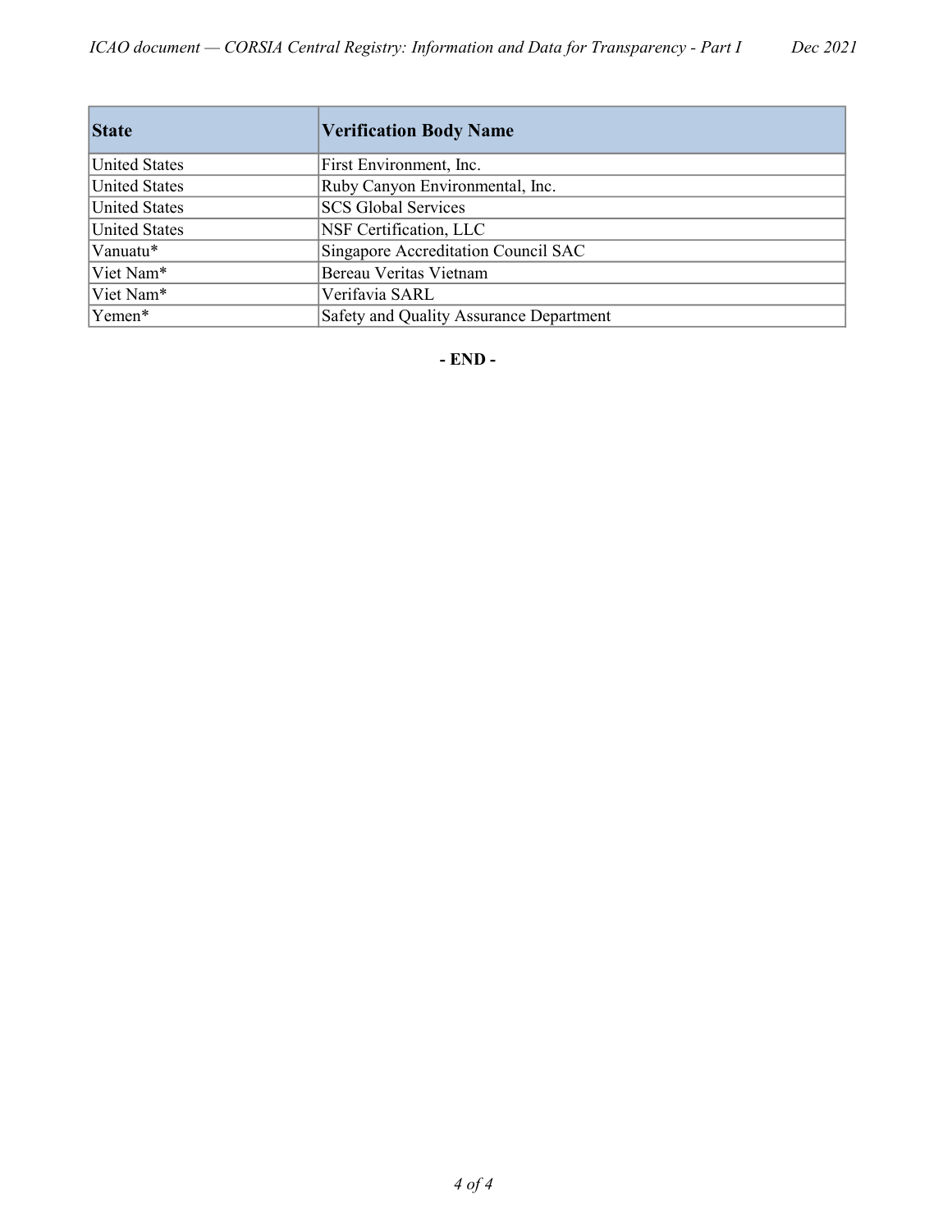| State | Verification Body Name |
| --- | --- |
| United States | First Environment, Inc. |
| United States | Ruby Canyon Environmental, Inc. |
| United States | SCS Global Services |
| United States | NSF Certification, LLC |
| Vanuatu* | Singapore Accreditation Council SAC |
| Viet Nam* | Bereau Veritas Vietnam |
| Viet Nam* | Verifavia SARL |
| Yemen* | Safety and Quality Assurance Department |

**- END -**